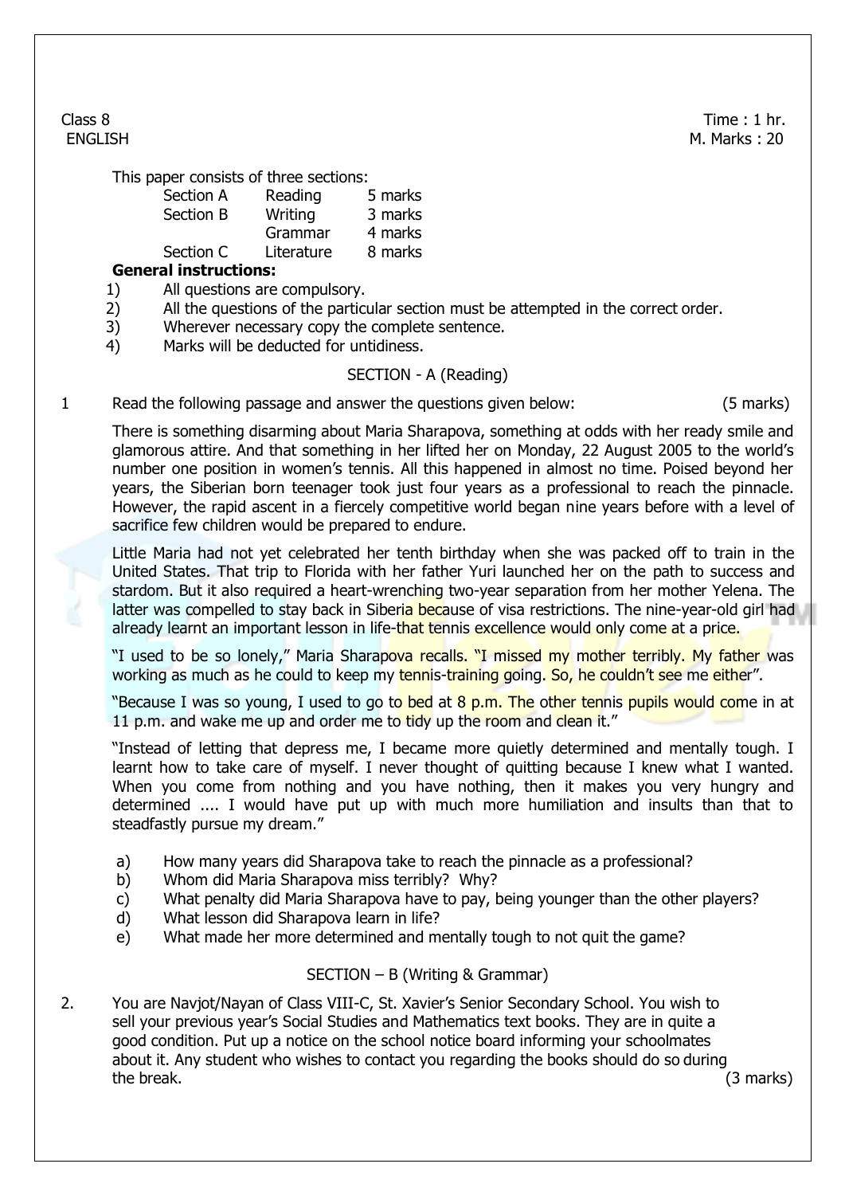Class 8 ENGLISH

Time : 1 hr.
M. Marks : 20

This paper consists of three sections:

| Section | Area | Marks |
|---|---|---|
| Section A | Reading | 5 marks |
| Section B | Writing | 3 marks |
| | Grammar | 4 marks |
| Section C | Literature | 8 marks |

**General instructions:**

1) All questions are compulsory.
2) All the questions of the particular section must be attempted in the correct order.
3) Wherever necessary copy the complete sentence.
4) Marks will be deducted for untidiness.

## SECTION - A (Reading)

1 Read the following passage and answer the questions given below: (5 marks)

There is something disarming about Maria Sharapova, something at odds with her ready smile and glamorous attire. And that something in her lifted her on Monday, 22 August 2005 to the world's number one position in women's tennis. All this happened in almost no time. Poised beyond her years, the Siberian born teenager took just four years as a professional to reach the pinnacle. However, the rapid ascent in a fiercely competitive world began nine years before with a level of sacrifice few children would be prepared to endure.

Little Maria had not yet celebrated her tenth birthday when she was packed off to train in the United States. That trip to Florida with her father Yuri launched her on the path to success and stardom. But it also required a heart-wrenching two-year separation from her mother Yelena. The latter was compelled to stay back in Siberia because of visa restrictions. The nine-year-old girl had already learnt an important lesson in life-that tennis excellence would only come at a price.

"I used to be so lonely," Maria Sharapova recalls. "I missed my mother terribly. My father was working as much as he could to keep my tennis-training going. So, he couldn't see me either".

"Because I was so young, I used to go to bed at 8 p.m. The other tennis pupils would come in at 11 p.m. and wake me up and order me to tidy up the room and clean it."

"Instead of letting that depress me, I became more quietly determined and mentally tough. I learnt how to take care of myself. I never thought of quitting because I knew what I wanted. When you come from nothing and you have nothing, then it makes you very hungry and determined .... I would have put up with much more humiliation and insults than that to steadfastly pursue my dream."

a) How many years did Sharapova take to reach the pinnacle as a professional?
b) Whom did Maria Sharapova miss terribly? Why?
c) What penalty did Maria Sharapova have to pay, being younger than the other players?
d) What lesson did Sharapova learn in life?
e) What made her more determined and mentally tough to not quit the game?

## SECTION – B (Writing & Grammar)

2. You are Navjot/Nayan of Class VIII-C, St. Xavier's Senior Secondary School. You wish to sell your previous year's Social Studies and Mathematics text books. They are in quite a good condition. Put up a notice on the school notice board informing your schoolmates about it. Any student who wishes to contact you regarding the books should do so during the break. (3 marks)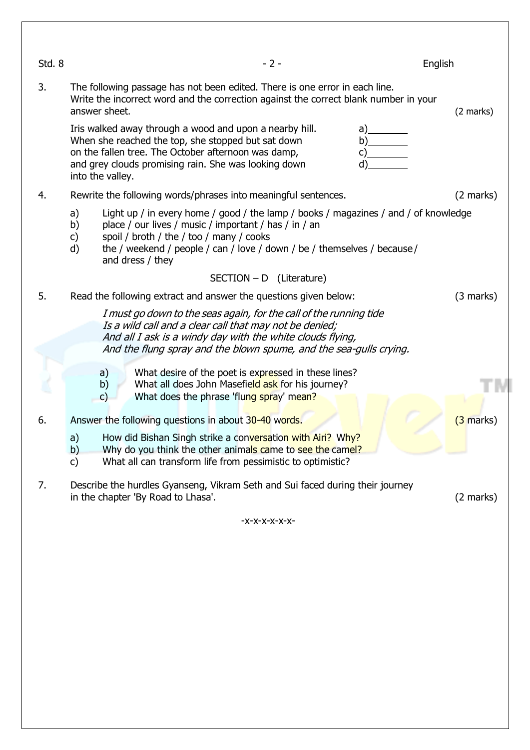3. The following passage has not been edited. There is one error in each line. Write the incorrect word and the correction against the correct blank number in your answer sheet. (2 marks)

Iris walked away through a wood and upon a nearby hill. a)________
When she reached the top, she stopped but sat down b)________
on the fallen tree. The October afternoon was damp, c)________
and grey clouds promising rain. She was looking down d)________
into the valley.

4. Rewrite the following words/phrases into meaningful sentences. (2 marks)

a) Light up / in every home / good / the lamp / books / magazines / and / of knowledge
b) place / our lives / music / important / has / in / an
c) spoil / broth / the / too / many / cooks
d) the / weekend / people / can / love / down / be / themselves / because / and dress / they

## SECTION – D (Literature)

5. Read the following extract and answer the questions given below: (3 marks)

*I must go down to the seas again, for the call of the running tide*
*Is a wild call and a clear call that may not be denied;*
*And all I ask is a windy day with the white clouds flying,*
*And the flung spray and the blown spume, and the sea-gulls crying.*

a) What desire of the poet is expressed in these lines?
b) What all does John Masefield ask for his journey?
c) What does the phrase 'flung spray' mean?

6. Answer the following questions in about 30-40 words. (3 marks)

a) How did Bishan Singh strike a conversation with Airi? Why?
b) Why do you think the other animals came to see the camel?
c) What all can transform life from pessimistic to optimistic?

7. Describe the hurdles Gyanseng, Vikram Seth and Sui faced during their journey in the chapter 'By Road to Lhasa'. (2 marks)

-x-x-x-x-x-x-